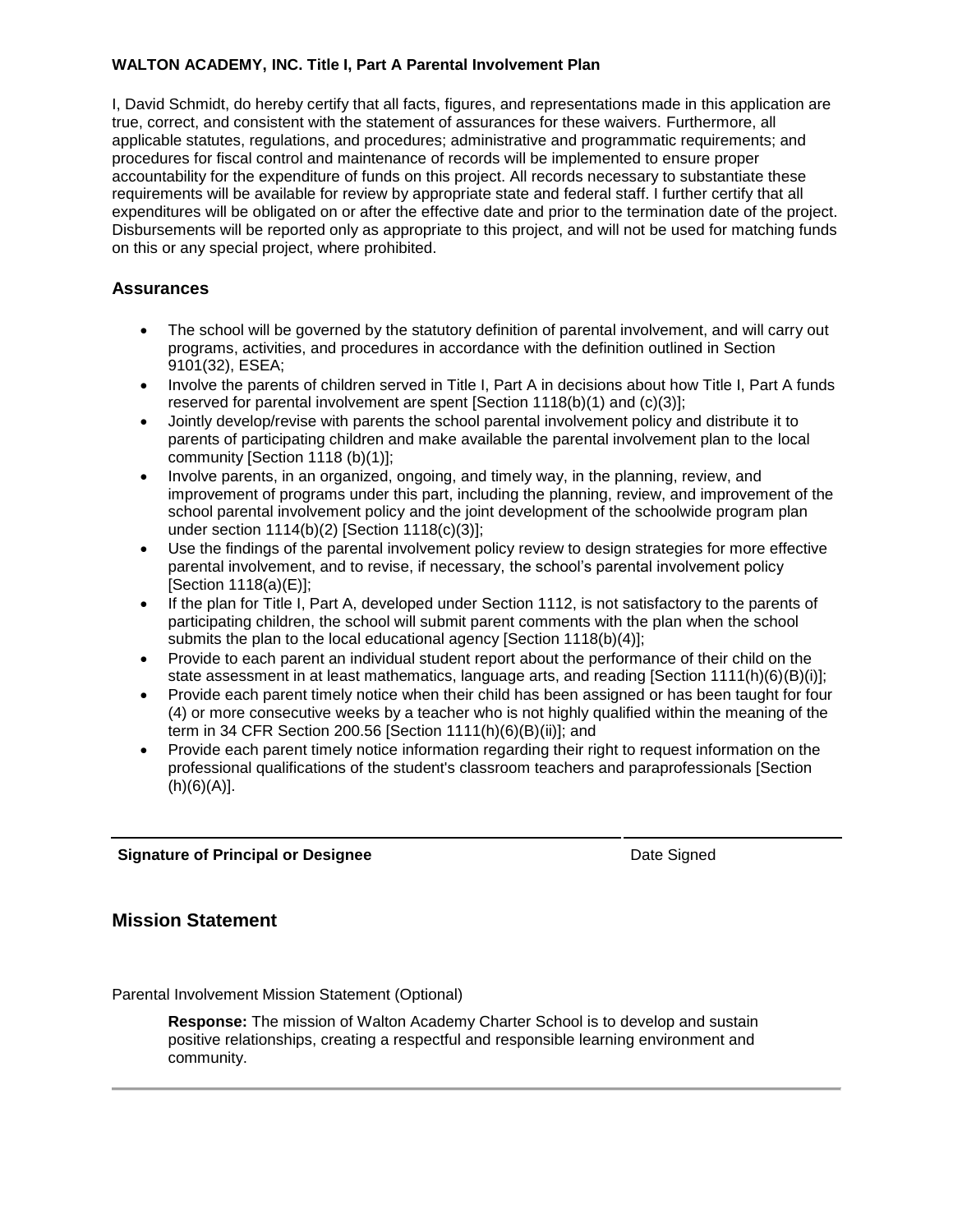**WALTON ACADEMY, INC. Title I, Part A Parental Involvement Plan**

I, David Schmidt, do hereby certify that all facts, figures, and representations made in this application are true, correct, and consistent with the statement of assurances for these waivers. Furthermore, all applicable statutes, regulations, and procedures; administrative and programmatic requirements; and procedures for fiscal control and maintenance of records will be implemented to ensure proper accountability for the expenditure of funds on this project. All records necessary to substantiate these requirements will be available for review by appropriate state and federal staff. I further certify that all expenditures will be obligated on or after the effective date and prior to the termination date of the project. Disbursements will be reported only as appropriate to this project, and will not be used for matching funds on this or any special project, where prohibited.

## Assurances

- The school will be governed by the statutory definition of parental involvement, and will carry out programs, activities, and procedures in accordance with the definition outlined in Section 9101(32), ESEA;
- Involve the parents of children served in Title I, Part A in decisions about how Title I, Part A funds reserved for parental involvement are spent [Section 1118(b)(1) and (c)(3)];
- Jointly develop/revise with parents the school parental involvement policy and distribute it to parents of participating children and make available the parental involvement plan to the local community [Section 1118 (b)(1)];
- Involve parents, in an organized, ongoing, and timely way, in the planning, review, and improvement of programs under this part, including the planning, review, and improvement of the school parental involvement policy and the joint development of the schoolwide program plan under section 1114(b)(2) [Section 1118(c)(3)];
- Use the findings of the parental involvement policy review to design strategies for more effective parental involvement, and to revise, if necessary, the school's parental involvement policy [Section 1118(a)(E)];
- If the plan for Title I, Part A, developed under Section 1112, is not satisfactory to the parents of participating children, the school will submit parent comments with the plan when the school submits the plan to the local educational agency [Section 1118(b)(4)];
- Provide to each parent an individual student report about the performance of their child on the state assessment in at least mathematics, language arts, and reading [Section 1111(h)(6)(B)(i)];
- Provide each parent timely notice when their child has been assigned or has been taught for four (4) or more consecutive weeks by a teacher who is not highly qualified within the meaning of the term in 34 CFR Section 200.56 [Section 1111(h)(6)(B)(ii)]; and
- Provide each parent timely notice information regarding their right to request information on the professional qualifications of the student's classroom teachers and paraprofessionals [Section (h)(6)(A)].

**Signature of Principal or Designee** Date Signed

## Mission Statement

Parental Involvement Mission Statement (Optional)

**Response:** The mission of Walton Academy Charter School is to develop and sustain positive relationships, creating a respectful and responsible learning environment and community.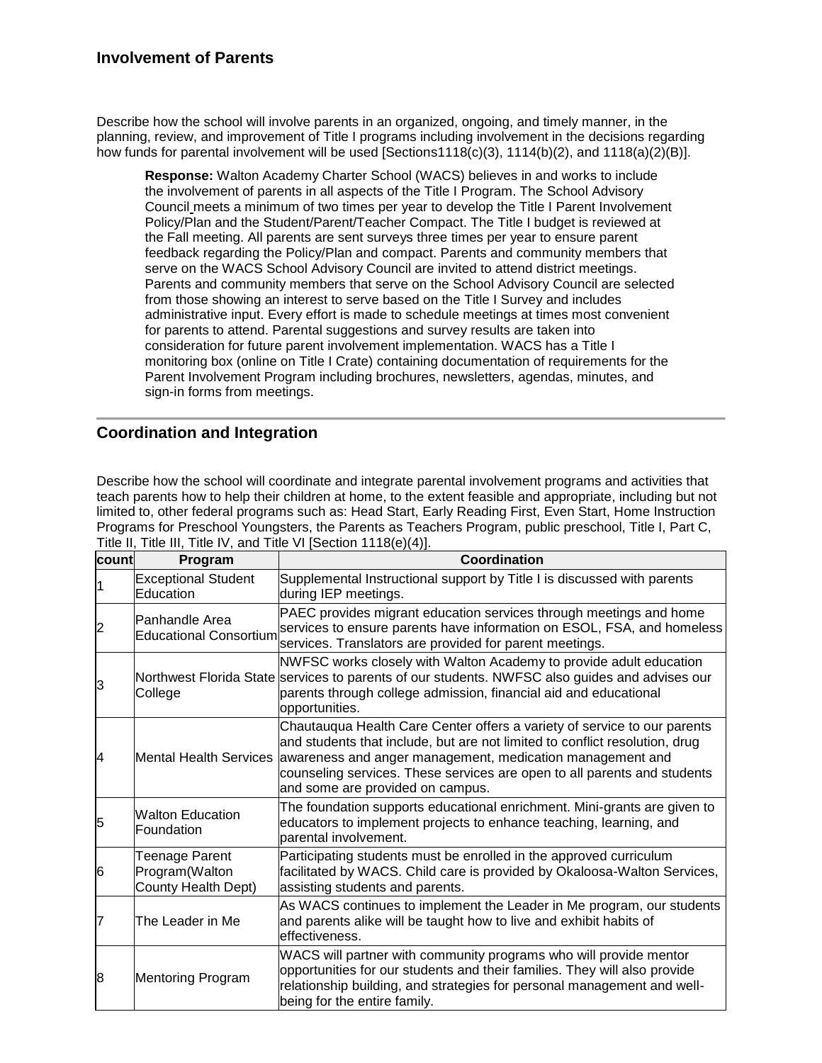## Involvement of Parents

Describe how the school will involve parents in an organized, ongoing, and timely manner, in the planning, review, and improvement of Title I programs including involvement in the decisions regarding how funds for parental involvement will be used [Sections1118(c)(3), 1114(b)(2), and 1118(a)(2)(B)].

> **Response:** Walton Academy Charter School (WACS) believes in and works to include the involvement of parents in all aspects of the Title I Program. The School Advisory Council meets a minimum of two times per year to develop the Title I Parent Involvement Policy/Plan and the Student/Parent/Teacher Compact. The Title I budget is reviewed at the Fall meeting. All parents are sent surveys three times per year to ensure parent feedback regarding the Policy/Plan and compact. Parents and community members that serve on the WACS School Advisory Council are invited to attend district meetings. Parents and community members that serve on the School Advisory Council are selected from those showing an interest to serve based on the Title I Survey and includes administrative input. Every effort is made to schedule meetings at times most convenient for parents to attend. Parental suggestions and survey results are taken into consideration for future parent involvement implementation. WACS has a Title I monitoring box (online on Title I Crate) containing documentation of requirements for the Parent Involvement Program including brochures, newsletters, agendas, minutes, and sign-in forms from meetings.

---

## Coordination and Integration

Describe how the school will coordinate and integrate parental involvement programs and activities that teach parents how to help their children at home, to the extent feasible and appropriate, including but not limited to, other federal programs such as: Head Start, Early Reading First, Even Start, Home Instruction Programs for Preschool Youngsters, the Parents as Teachers Program, public preschool, Title I, Part C, Title II, Title III, Title IV, and Title VI [Section 1118(e)(4)].

| count | Program | Coordination |
|---|---|---|
| 1 | Exceptional Student Education | Supplemental Instructional support by Title I is discussed with parents during IEP meetings. |
| 2 | Panhandle Area Educational Consortium | PAEC provides migrant education services through meetings and home services to ensure parents have information on ESOL, FSA, and homeless services. Translators are provided for parent meetings. |
| 3 | Northwest Florida State College | NWFSC works closely with Walton Academy to provide adult education services to parents of our students. NWFSC also guides and advises our parents through college admission, financial aid and educational opportunities. |
| 4 | Mental Health Services | Chautauqua Health Care Center offers a variety of service to our parents and students that include, but are not limited to conflict resolution, drug awareness and anger management, medication management and counseling services. These services are open to all parents and students and some are provided on campus. |
| 5 | Walton Education Foundation | The foundation supports educational enrichment. Mini-grants are given to educators to implement projects to enhance teaching, learning, and parental involvement. |
| 6 | Teenage Parent Program(Walton County Health Dept) | Participating students must be enrolled in the approved curriculum facilitated by WACS. Child care is provided by Okaloosa-Walton Services, assisting students and parents. |
| 7 | The Leader in Me | As WACS continues to implement the Leader in Me program, our students and parents alike will be taught how to live and exhibit habits of effectiveness. |
| 8 | Mentoring Program | WACS will partner with community programs who will provide mentor opportunities for our students and their families. They will also provide relationship building, and strategies for personal management and well-being for the entire family. |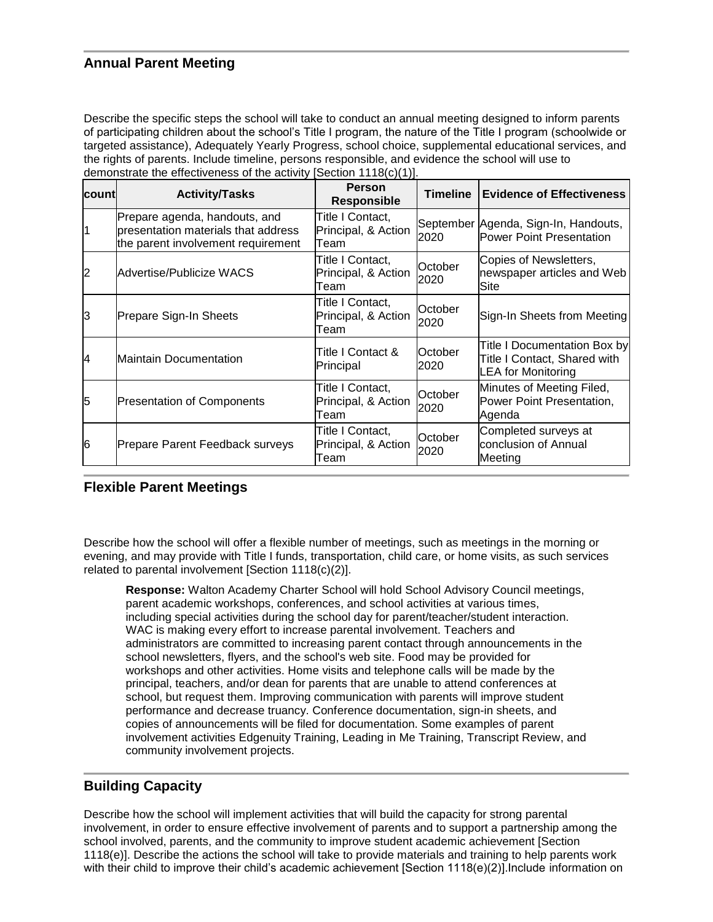## Annual Parent Meeting

Describe the specific steps the school will take to conduct an annual meeting designed to inform parents of participating children about the school's Title I program, the nature of the Title I program (schoolwide or targeted assistance), Adequately Yearly Progress, school choice, supplemental educational services, and the rights of parents. Include timeline, persons responsible, and evidence the school will use to demonstrate the effectiveness of the activity [Section 1118(c)(1)].

| count | Activity/Tasks | Person Responsible | Timeline | Evidence of Effectiveness |
|---|---|---|---|---|
| 1 | Prepare agenda, handouts, and presentation materials that address the parent involvement requirement | Title I Contact, Principal, & Action Team | September 2020 | Agenda, Sign-In, Handouts, Power Point Presentation |
| 2 | Advertise/Publicize WACS | Title I Contact, Principal, & Action Team | October 2020 | Copies of Newsletters, newspaper articles and Web Site |
| 3 | Prepare Sign-In Sheets | Title I Contact, Principal, & Action Team | October 2020 | Sign-In Sheets from Meeting |
| 4 | Maintain Documentation | Title I Contact & Principal | October 2020 | Title I Documentation Box by Title I Contact, Shared with LEA for Monitoring |
| 5 | Presentation of Components | Title I Contact, Principal, & Action Team | October 2020 | Minutes of Meeting Filed, Power Point Presentation, Agenda |
| 6 | Prepare Parent Feedback surveys | Title I Contact, Principal, & Action Team | October 2020 | Completed surveys at conclusion of Annual Meeting |

## Flexible Parent Meetings

Describe how the school will offer a flexible number of meetings, such as meetings in the morning or evening, and may provide with Title I funds, transportation, child care, or home visits, as such services related to parental involvement [Section 1118(c)(2)].

**Response:** Walton Academy Charter School will hold School Advisory Council meetings, parent academic workshops, conferences, and school activities at various times, including special activities during the school day for parent/teacher/student interaction. WAC is making every effort to increase parental involvement. Teachers and administrators are committed to increasing parent contact through announcements in the school newsletters, flyers, and the school's web site. Food may be provided for workshops and other activities. Home visits and telephone calls will be made by the principal, teachers, and/or dean for parents that are unable to attend conferences at school, but request them. Improving communication with parents will improve student performance and decrease truancy. Conference documentation, sign-in sheets, and copies of announcements will be filed for documentation. Some examples of parent involvement activities Edgenuity Training, Leading in Me Training, Transcript Review, and community involvement projects.

## Building Capacity

Describe how the school will implement activities that will build the capacity for strong parental involvement, in order to ensure effective involvement of parents and to support a partnership among the school involved, parents, and the community to improve student academic achievement [Section 1118(e)]. Describe the actions the school will take to provide materials and training to help parents work with their child to improve their child's academic achievement [Section 1118(e)(2)].Include information on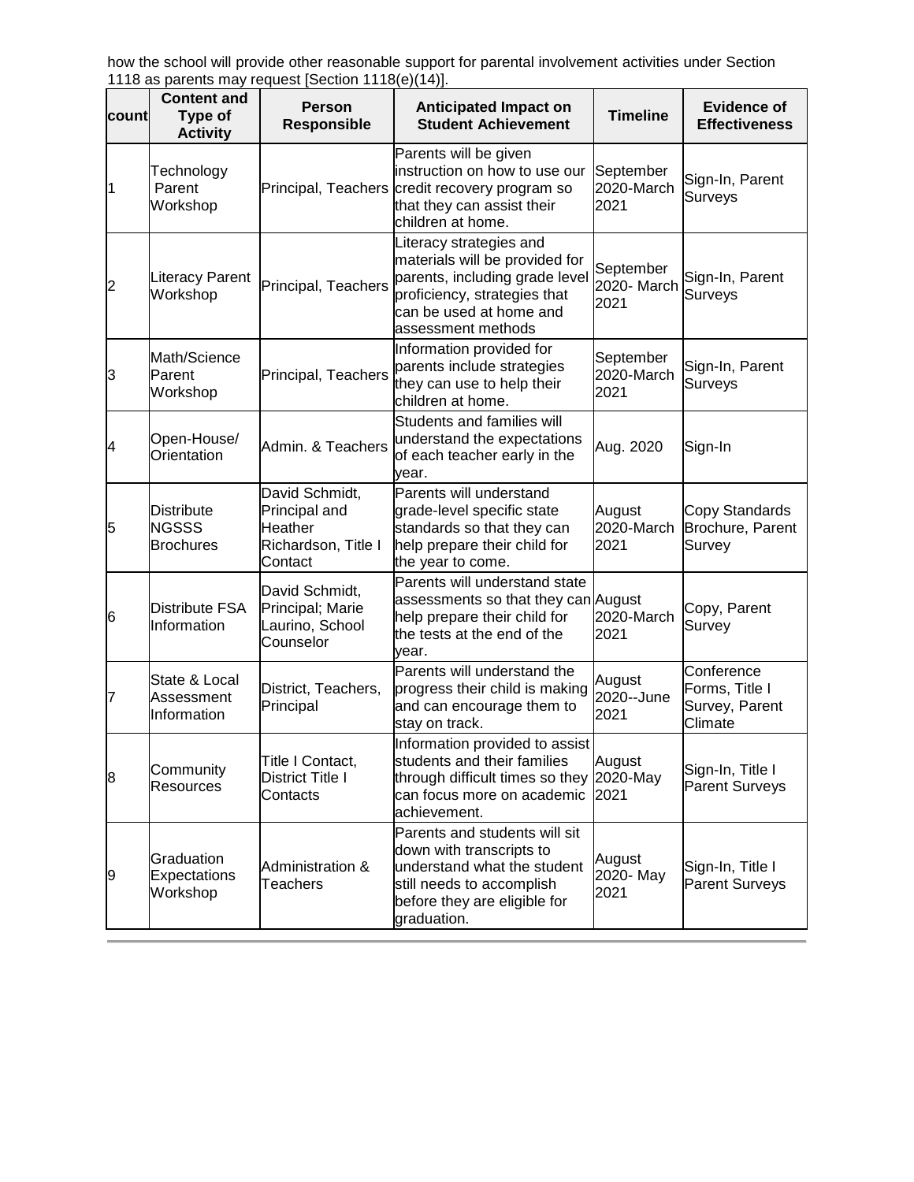how the school will provide other reasonable support for parental involvement activities under Section 1118 as parents may request [Section 1118(e)(14)].

| count | Content and Type of Activity | Person Responsible | Anticipated Impact on Student Achievement | Timeline | Evidence of Effectiveness |
|---|---|---|---|---|---|
| 1 | Technology Parent Workshop | Principal, Teachers | Parents will be given instruction on how to use our credit recovery program so that they can assist their children at home. | September 2020-March 2021 | Sign-In, Parent Surveys |
| 2 | Literacy Parent Workshop | Principal, Teachers | Literacy strategies and materials will be provided for parents, including grade level proficiency, strategies that can be used at home and assessment methods | September 2020- March 2021 | Sign-In, Parent Surveys |
| 3 | Math/Science Parent Workshop | Principal, Teachers | Information provided for parents include strategies they can use to help their children at home. | September 2020-March 2021 | Sign-In, Parent Surveys |
| 4 | Open-House/ Orientation | Admin. & Teachers | Students and families will understand the expectations of each teacher early in the year. | Aug. 2020 | Sign-In |
| 5 | Distribute NGSSS Brochures | David Schmidt, Principal and Heather Richardson, Title I Contact | Parents will understand grade-level specific state standards so that they can help prepare their child for the year to come. | August 2020-March 2021 | Copy Standards Brochure, Parent Survey |
| 6 | Distribute FSA Information | David Schmidt, Principal; Marie Laurino, School Counselor | Parents will understand state assessments so that they can help prepare their child for the tests at the end of the year. | August 2020-March 2021 | Copy, Parent Survey |
| 7 | State & Local Assessment Information | District, Teachers, Principal | Parents will understand the progress their child is making and can encourage them to stay on track. | August 2020--June 2021 | Conference Forms, Title I Survey, Parent Climate |
| 8 | Community Resources | Title I Contact, District Title I Contacts | Information provided to assist students and their families through difficult times so they can focus more on academic achievement. | August 2020-May 2021 | Sign-In, Title I Parent Surveys |
| 9 | Graduation Expectations Workshop | Administration & Teachers | Parents and students will sit down with transcripts to understand what the student still needs to accomplish before they are eligible for graduation. | August 2020- May 2021 | Sign-In, Title I Parent Surveys |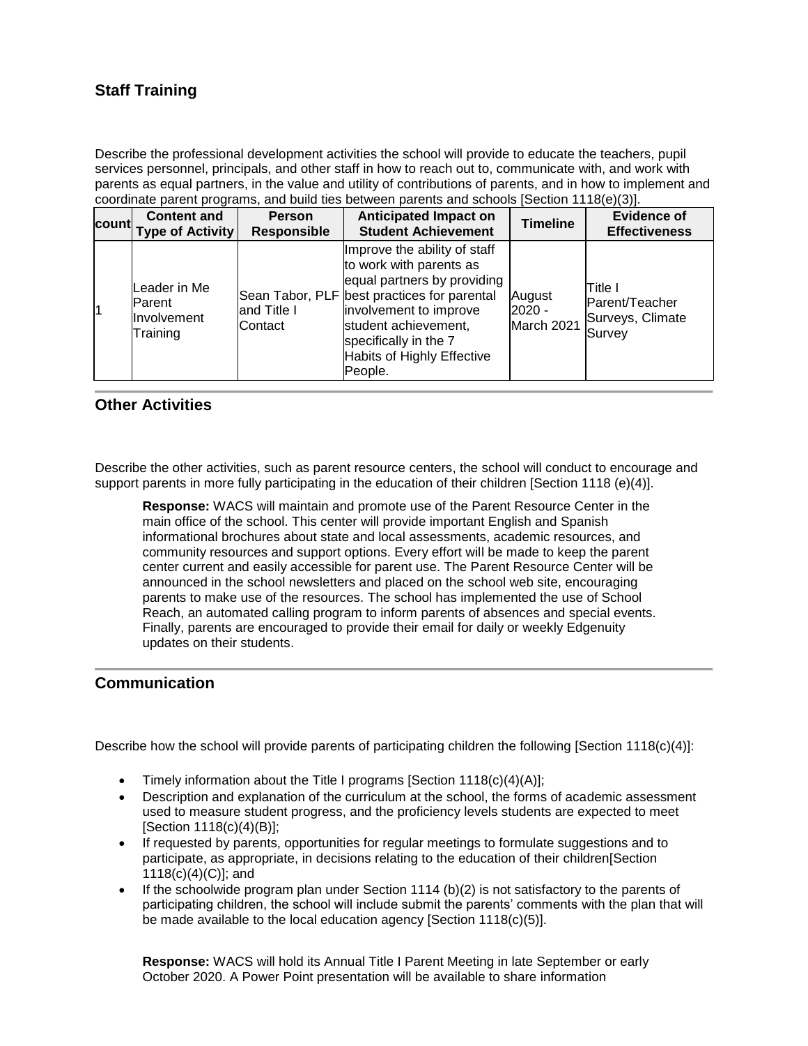## Staff Training

Describe the professional development activities the school will provide to educate the teachers, pupil services personnel, principals, and other staff in how to reach out to, communicate with, and work with parents as equal partners, in the value and utility of contributions of parents, and in how to implement and coordinate parent programs, and build ties between parents and schools [Section 1118(e)(3)].

| count | Content and Type of Activity | Person Responsible | Anticipated Impact on Student Achievement | Timeline | Evidence of Effectiveness |
|---|---|---|---|---|---|
| 1 | Leader in Me Parent Involvement Training | Sean Tabor, PLF and Title I Contact | Improve the ability of staff to work with parents as equal partners by providing best practices for parental involvement to improve student achievement, specifically in the 7 Habits of Highly Effective People. | August 2020 - March 2021 | Title I Parent/Teacher Surveys, Climate Survey |

## Other Activities

Describe the other activities, such as parent resource centers, the school will conduct to encourage and support parents in more fully participating in the education of their children [Section 1118 (e)(4)].

> **Response:** WACS will maintain and promote use of the Parent Resource Center in the main office of the school. This center will provide important English and Spanish informational brochures about state and local assessments, academic resources, and community resources and support options. Every effort will be made to keep the parent center current and easily accessible for parent use. The Parent Resource Center will be announced in the school newsletters and placed on the school web site, encouraging parents to make use of the resources. The school has implemented the use of School Reach, an automated calling program to inform parents of absences and special events. Finally, parents are encouraged to provide their email for daily or weekly Edgenuity updates on their students.

## Communication

Describe how the school will provide parents of participating children the following [Section 1118(c)(4)]:

- Timely information about the Title I programs [Section 1118(c)(4)(A)];
- Description and explanation of the curriculum at the school, the forms of academic assessment used to measure student progress, and the proficiency levels students are expected to meet [Section 1118(c)(4)(B)];
- If requested by parents, opportunities for regular meetings to formulate suggestions and to participate, as appropriate, in decisions relating to the education of their children[Section 1118(c)(4)(C)]; and
- If the schoolwide program plan under Section 1114 (b)(2) is not satisfactory to the parents of participating children, the school will include submit the parents' comments with the plan that will be made available to the local education agency [Section 1118(c)(5)].

> **Response:** WACS will hold its Annual Title I Parent Meeting in late September or early October 2020. A Power Point presentation will be available to share information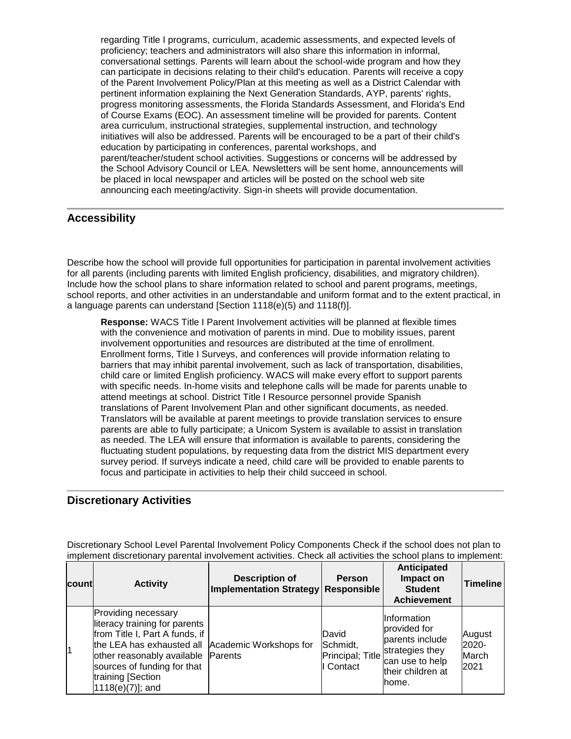regarding Title I programs, curriculum, academic assessments, and expected levels of proficiency; teachers and administrators will also share this information in informal, conversational settings. Parents will learn about the school-wide program and how they can participate in decisions relating to their child's education. Parents will receive a copy of the Parent Involvement Policy/Plan at this meeting as well as a District Calendar with pertinent information explaining the Next Generation Standards, AYP, parents' rights, progress monitoring assessments, the Florida Standards Assessment, and Florida's End of Course Exams (EOC). An assessment timeline will be provided for parents. Content area curriculum, instructional strategies, supplemental instruction, and technology initiatives will also be addressed. Parents will be encouraged to be a part of their child's education by participating in conferences, parental workshops, and parent/teacher/student school activities. Suggestions or concerns will be addressed by the School Advisory Council or LEA. Newsletters will be sent home, announcements will be placed in local newspaper and articles will be posted on the school web site announcing each meeting/activity. Sign-in sheets will provide documentation.

## Accessibility

Describe how the school will provide full opportunities for participation in parental involvement activities for all parents (including parents with limited English proficiency, disabilities, and migratory children). Include how the school plans to share information related to school and parent programs, meetings, school reports, and other activities in an understandable and uniform format and to the extent practical, in a language parents can understand [Section 1118(e)(5) and 1118(f)].

**Response:** WACS Title I Parent Involvement activities will be planned at flexible times with the convenience and motivation of parents in mind. Due to mobility issues, parent involvement opportunities and resources are distributed at the time of enrollment. Enrollment forms, Title I Surveys, and conferences will provide information relating to barriers that may inhibit parental involvement, such as lack of transportation, disabilities, child care or limited English proficiency. WACS will make every effort to support parents with specific needs. In-home visits and telephone calls will be made for parents unable to attend meetings at school. District Title I Resource personnel provide Spanish translations of Parent Involvement Plan and other significant documents, as needed. Translators will be available at parent meetings to provide translation services to ensure parents are able to fully participate; a Unicom System is available to assist in translation as needed. The LEA will ensure that information is available to parents, considering the fluctuating student populations, by requesting data from the district MIS department every survey period. If surveys indicate a need, child care will be provided to enable parents to focus and participate in activities to help their child succeed in school.

## Discretionary Activities

Discretionary School Level Parental Involvement Policy Components Check if the school does not plan to implement discretionary parental involvement activities. Check all activities the school plans to implement:

| count | Activity | Description of Implementation Strategy | Person Responsible | Anticipated Impact on Student Achievement | Timeline |
|---|---|---|---|---|---|
| 1 | Providing necessary literacy training for parents from Title I, Part A funds, if the LEA has exhausted all other reasonably available sources of funding for that training [Section 1118(e)(7)]; and | Academic Workshops for Parents | David Schmidt, Principal; Title I Contact | Information provided for parents include strategies they can use to help their children at home. | August 2020- March 2021 |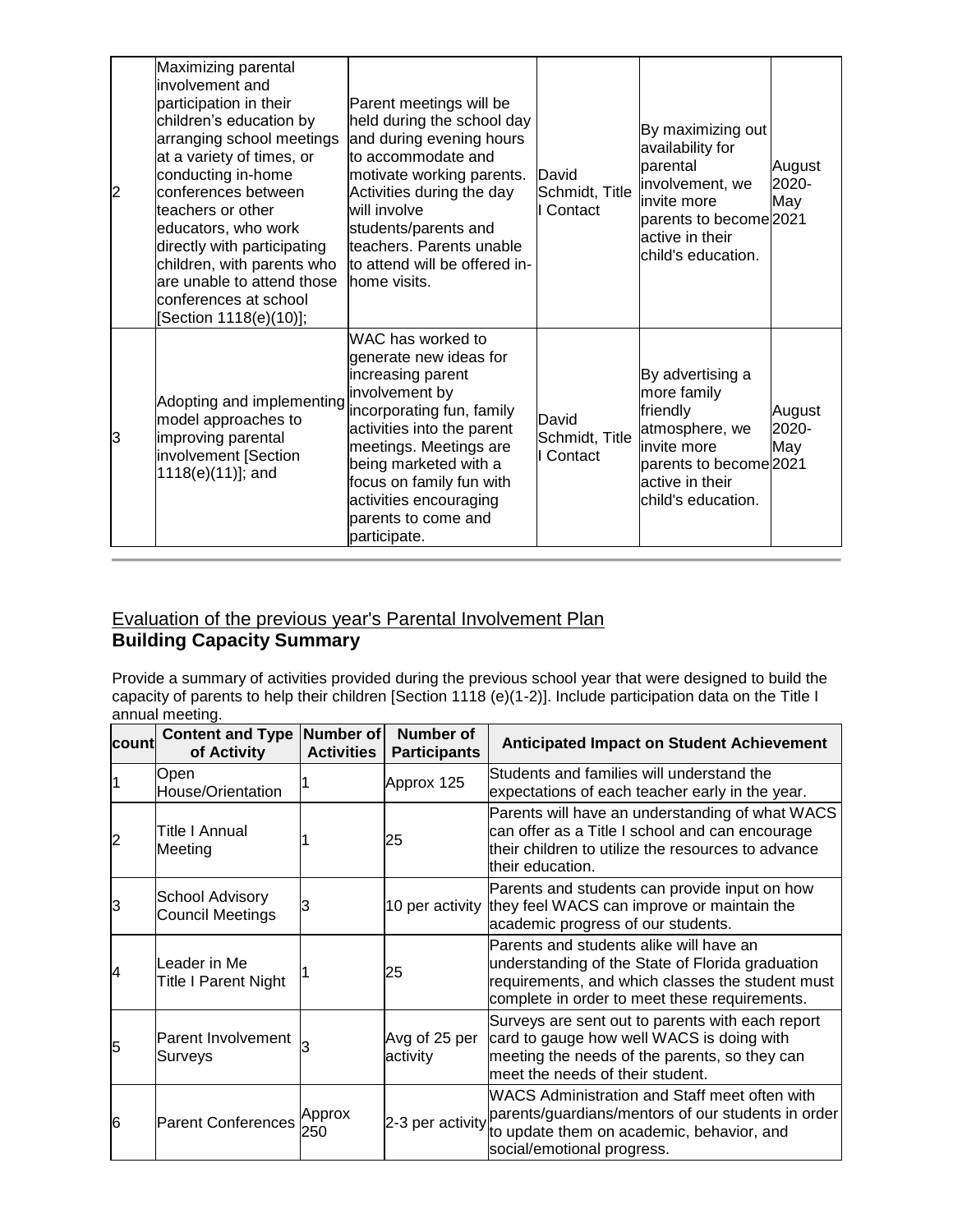| | | | | | |
|---|---|---|---|---|---|
| 2 | Maximizing parental involvement and participation in their children's education by arranging school meetings at a variety of times, or conducting in-home conferences between teachers or other educators, who work directly with participating children, with parents who are unable to attend those conferences at school [Section 1118(e)(10)]; | Parent meetings will be held during the school day and during evening hours to accommodate and motivate working parents. Activities during the day will involve students/parents and teachers. Parents unable to attend will be offered in-home visits. | David Schmidt, Title I Contact | By maximizing out availability for parental involvement, we invite more parents to become active in their child's education. | August 2020-May 2021 |
| 3 | Adopting and implementing model approaches to improving parental involvement [Section 1118(e)(11)]; and | WAC has worked to generate new ideas for increasing parent involvement by incorporating fun, family activities into the parent meetings. Meetings are being marketed with a focus on family fun with activities encouraging parents to come and participate. | David Schmidt, Title I Contact | By advertising a more family friendly atmosphere, we invite more parents to become active in their child's education. | August 2020-May 2021 |

## Evaluation of the previous year's Parental Involvement Plan

### Building Capacity Summary

Provide a summary of activities provided during the previous school year that were designed to build the capacity of parents to help their children [Section 1118 (e)(1-2)]. Include participation data on the Title I annual meeting.

| count | Content and Type of Activity | Number of Activities | Number of Participants | Anticipated Impact on Student Achievement |
|---|---|---|---|---|
| 1 | Open House/Orientation | 1 | Approx 125 | Students and families will understand the expectations of each teacher early in the year. |
| 2 | Title I Annual Meeting | 1 | 25 | Parents will have an understanding of what WACS can offer as a Title I school and can encourage their children to utilize the resources to advance their education. |
| 3 | School Advisory Council Meetings | 3 | 10 per activity | Parents and students can provide input on how they feel WACS can improve or maintain the academic progress of our students. |
| 4 | Leader in Me Title I Parent Night | 1 | 25 | Parents and students alike will have an understanding of the State of Florida graduation requirements, and which classes the student must complete in order to meet these requirements. |
| 5 | Parent Involvement Surveys | 3 | Avg of 25 per activity | Surveys are sent out to parents with each report card to gauge how well WACS is doing with meeting the needs of the parents, so they can meet the needs of their student. |
| 6 | Parent Conferences | Approx 250 | 2-3 per activity | WACS Administration and Staff meet often with parents/guardians/mentors of our students in order to update them on academic, behavior, and social/emotional progress. |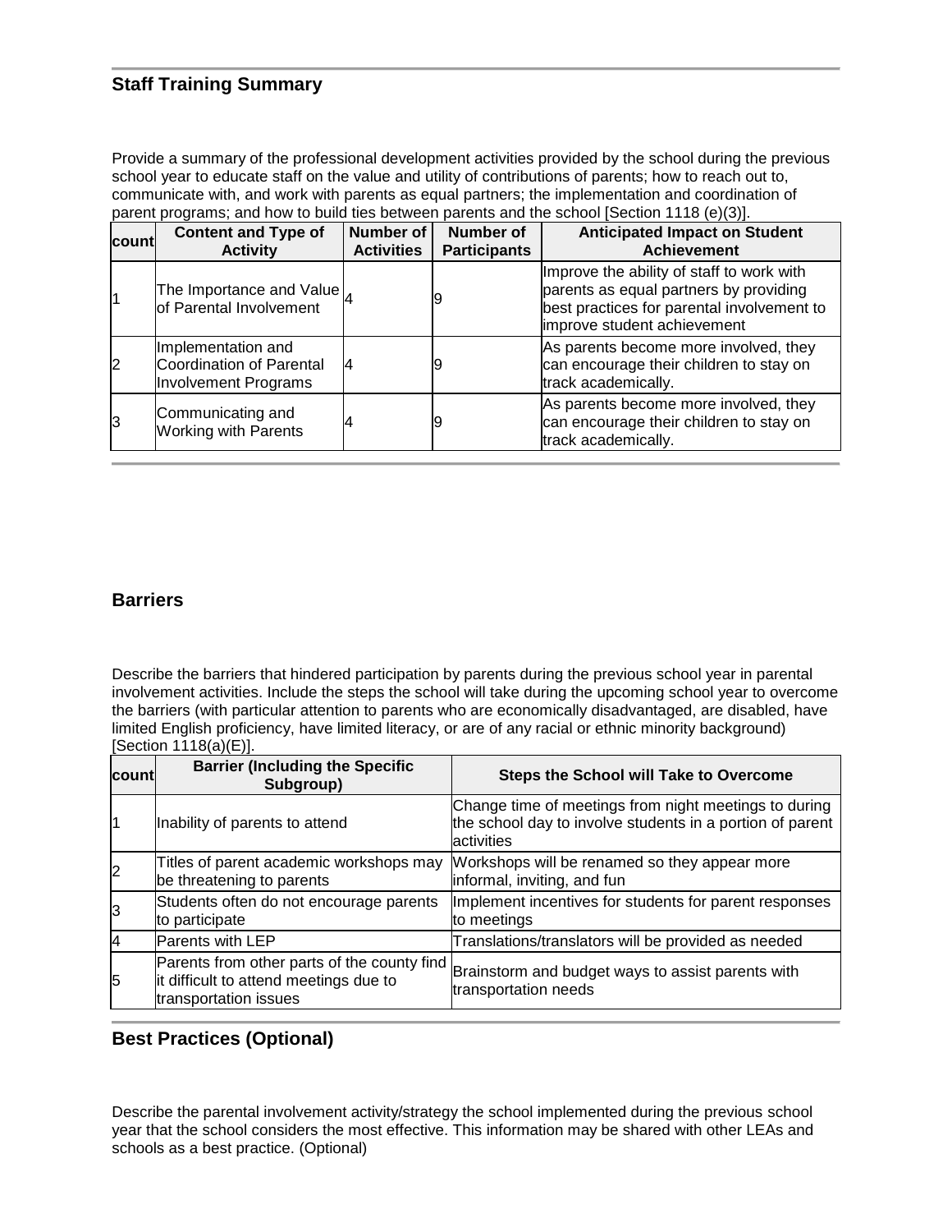## Staff Training Summary

Provide a summary of the professional development activities provided by the school during the previous school year to educate staff on the value and utility of contributions of parents; how to reach out to, communicate with, and work with parents as equal partners; the implementation and coordination of parent programs; and how to build ties between parents and the school [Section 1118 (e)(3)].

| count | Content and Type of Activity | Number of Activities | Number of Participants | Anticipated Impact on Student Achievement |
|---|---|---|---|---|
| 1 | The Importance and Value of Parental Involvement | 4 | 9 | Improve the ability of staff to work with parents as equal partners by providing best practices for parental involvement to improve student achievement |
| 2 | Implementation and Coordination of Parental Involvement Programs | 4 | 9 | As parents become more involved, they can encourage their children to stay on track academically. |
| 3 | Communicating and Working with Parents | 4 | 9 | As parents become more involved, they can encourage their children to stay on track academically. |

## Barriers

Describe the barriers that hindered participation by parents during the previous school year in parental involvement activities. Include the steps the school will take during the upcoming school year to overcome the barriers (with particular attention to parents who are economically disadvantaged, are disabled, have limited English proficiency, have limited literacy, or are of any racial or ethnic minority background) [Section 1118(a)(E)].

| count | Barrier (Including the Specific Subgroup) | Steps the School will Take to Overcome |
|---|---|---|
| 1 | Inability of parents to attend | Change time of meetings from night meetings to during the school day to involve students in a portion of parent activities |
| 2 | Titles of parent academic workshops may be threatening to parents | Workshops will be renamed so they appear more informal, inviting, and fun |
| 3 | Students often do not encourage parents to participate | Implement incentives for students for parent responses to meetings |
| 4 | Parents with LEP | Translations/translators will be provided as needed |
| 5 | Parents from other parts of the county find it difficult to attend meetings due to transportation issues | Brainstorm and budget ways to assist parents with transportation needs |

## Best Practices (Optional)

Describe the parental involvement activity/strategy the school implemented during the previous school year that the school considers the most effective. This information may be shared with other LEAs and schools as a best practice. (Optional)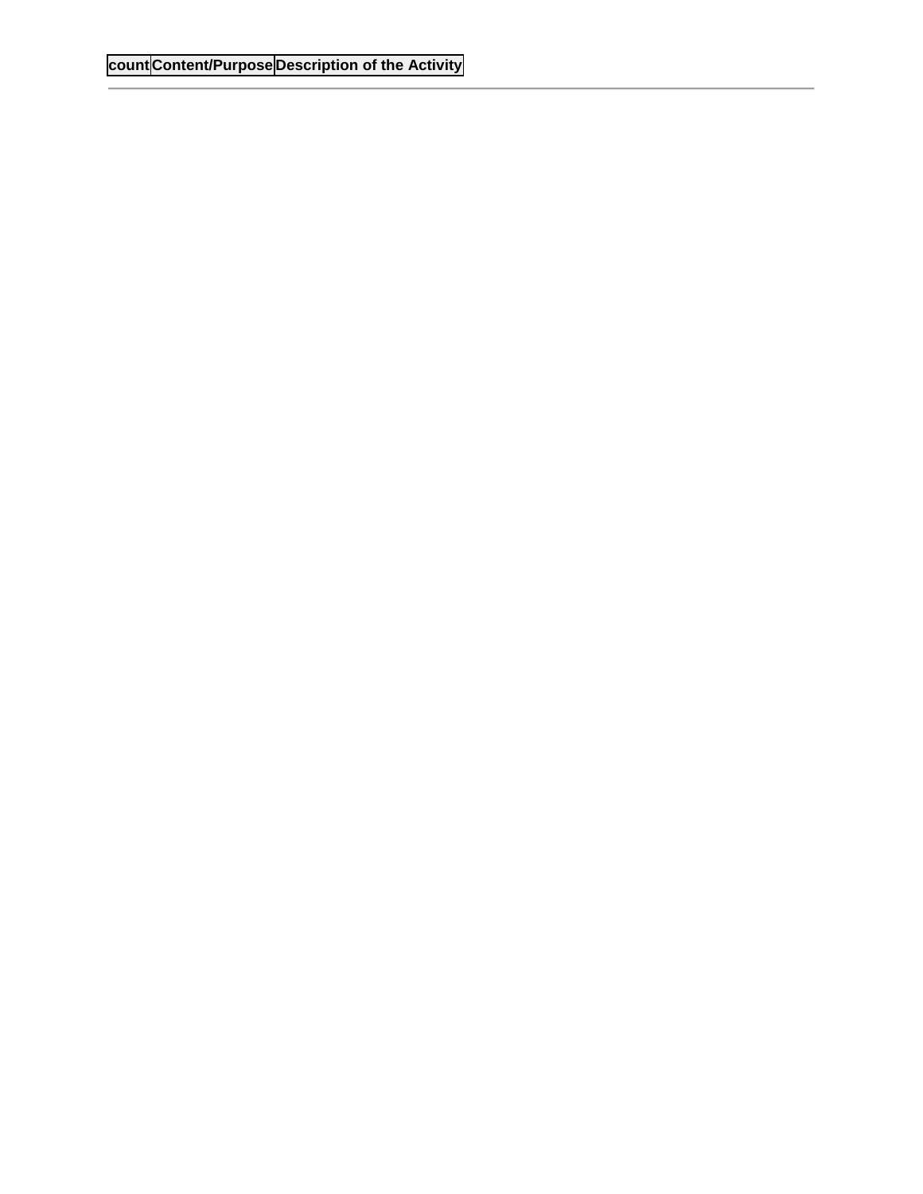| count | Content/Purpose | Description of the Activity |
| --- | --- | --- |